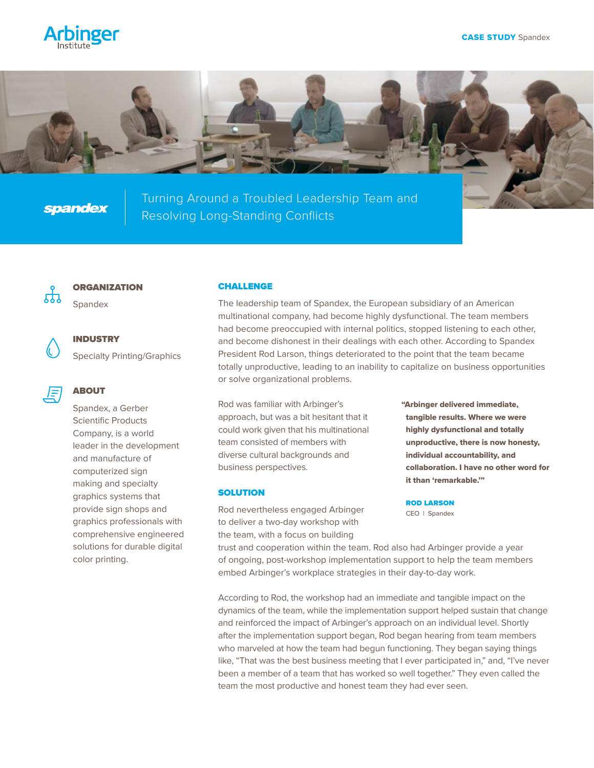Arbinger Institute

**CASE STUDY** Spandex

spandex

# Turning Around a Troubled Leadership Team and Resolving Long-Standing Conflicts

### ORGANIZATION

Spandex

### INDUSTRY

Specialty Printing/Graphics

### ABOUT

Spandex, a Gerber Scientific Products Company, is a world leader in the development and manufacture of computerized sign making and specialty graphics systems that provide sign shops and graphics professionals with comprehensive engineered solutions for durable digital color printing.

## CHALLENGE

The leadership team of Spandex, the European subsidiary of an American multinational company, had become highly dysfunctional. The team members had become preoccupied with internal politics, stopped listening to each other, and become dishonest in their dealings with each other. According to Spandex President Rod Larson, things deteriorated to the point that the team became totally unproductive, leading to an inability to capitalize on business opportunities or solve organizational problems.

Rod was familiar with Arbinger's approach, but was a bit hesitant that it could work given that his multinational team consisted of members with diverse cultural backgrounds and business perspectives.

> **"Arbinger delivered immediate, tangible results. Where we were highly dysfunctional and totally unproductive, there is now honesty, individual accountability, and collaboration. I have no other word for it than 'remarkable.'"**
>
> **ROD LARSON**
> CEO | Spandex

## SOLUTION

Rod nevertheless engaged Arbinger to deliver a two-day workshop with the team, with a focus on building trust and cooperation within the team. Rod also had Arbinger provide a year of ongoing, post-workshop implementation support to help the team members embed Arbinger's workplace strategies in their day-to-day work.

According to Rod, the workshop had an immediate and tangible impact on the dynamics of the team, while the implementation support helped sustain that change and reinforced the impact of Arbinger's approach on an individual level. Shortly after the implementation support began, Rod began hearing from team members who marveled at how the team had begun functioning. They began saying things like, "That was the best business meeting that I ever participated in," and, "I've never been a member of a team that has worked so well together." They even called the team the most productive and honest team they had ever seen.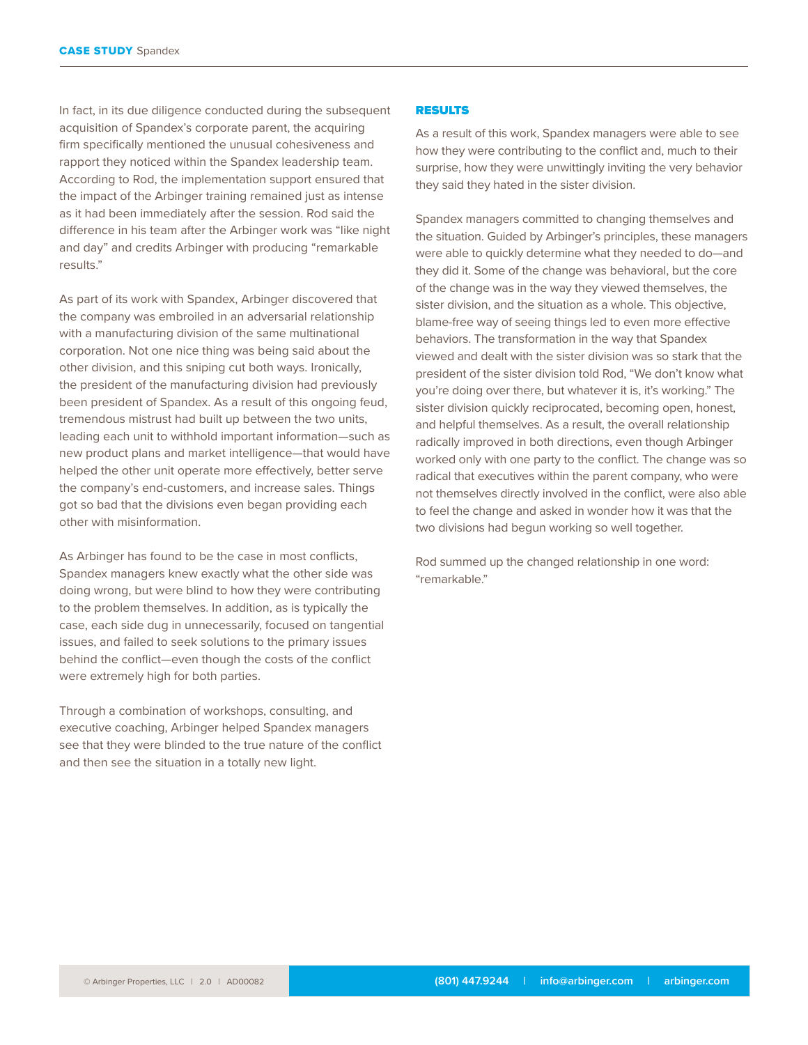In fact, in its due diligence conducted during the subsequent acquisition of Spandex's corporate parent, the acquiring firm specifically mentioned the unusual cohesiveness and rapport they noticed within the Spandex leadership team. According to Rod, the implementation support ensured that the impact of the Arbinger training remained just as intense as it had been immediately after the session. Rod said the difference in his team after the Arbinger work was "like night and day" and credits Arbinger with producing "remarkable results."

As part of its work with Spandex, Arbinger discovered that the company was embroiled in an adversarial relationship with a manufacturing division of the same multinational corporation. Not one nice thing was being said about the other division, and this sniping cut both ways. Ironically, the president of the manufacturing division had previously been president of Spandex. As a result of this ongoing feud, tremendous mistrust had built up between the two units, leading each unit to withhold important information—such as new product plans and market intelligence—that would have helped the other unit operate more effectively, better serve the company's end-customers, and increase sales. Things got so bad that the divisions even began providing each other with misinformation.

As Arbinger has found to be the case in most conflicts, Spandex managers knew exactly what the other side was doing wrong, but were blind to how they were contributing to the problem themselves. In addition, as is typically the case, each side dug in unnecessarily, focused on tangential issues, and failed to seek solutions to the primary issues behind the conflict—even though the costs of the conflict were extremely high for both parties.

Through a combination of workshops, consulting, and executive coaching, Arbinger helped Spandex managers see that they were blinded to the true nature of the conflict and then see the situation in a totally new light.

## RESULTS

As a result of this work, Spandex managers were able to see how they were contributing to the conflict and, much to their surprise, how they were unwittingly inviting the very behavior they said they hated in the sister division.

Spandex managers committed to changing themselves and the situation. Guided by Arbinger's principles, these managers were able to quickly determine what they needed to do—and they did it. Some of the change was behavioral, but the core of the change was in the way they viewed themselves, the sister division, and the situation as a whole. This objective, blame-free way of seeing things led to even more effective behaviors. The transformation in the way that Spandex viewed and dealt with the sister division was so stark that the president of the sister division told Rod, "We don't know what you're doing over there, but whatever it is, it's working." The sister division quickly reciprocated, becoming open, honest, and helpful themselves. As a result, the overall relationship radically improved in both directions, even though Arbinger worked only with one party to the conflict. The change was so radical that executives within the parent company, who were not themselves directly involved in the conflict, were also able to feel the change and asked in wonder how it was that the two divisions had begun working so well together.

Rod summed up the changed relationship in one word: "remarkable."

© Arbinger Properties, LLC | 2.0 | AD00082

(801) 447.9244 | info@arbinger.com | arbinger.com